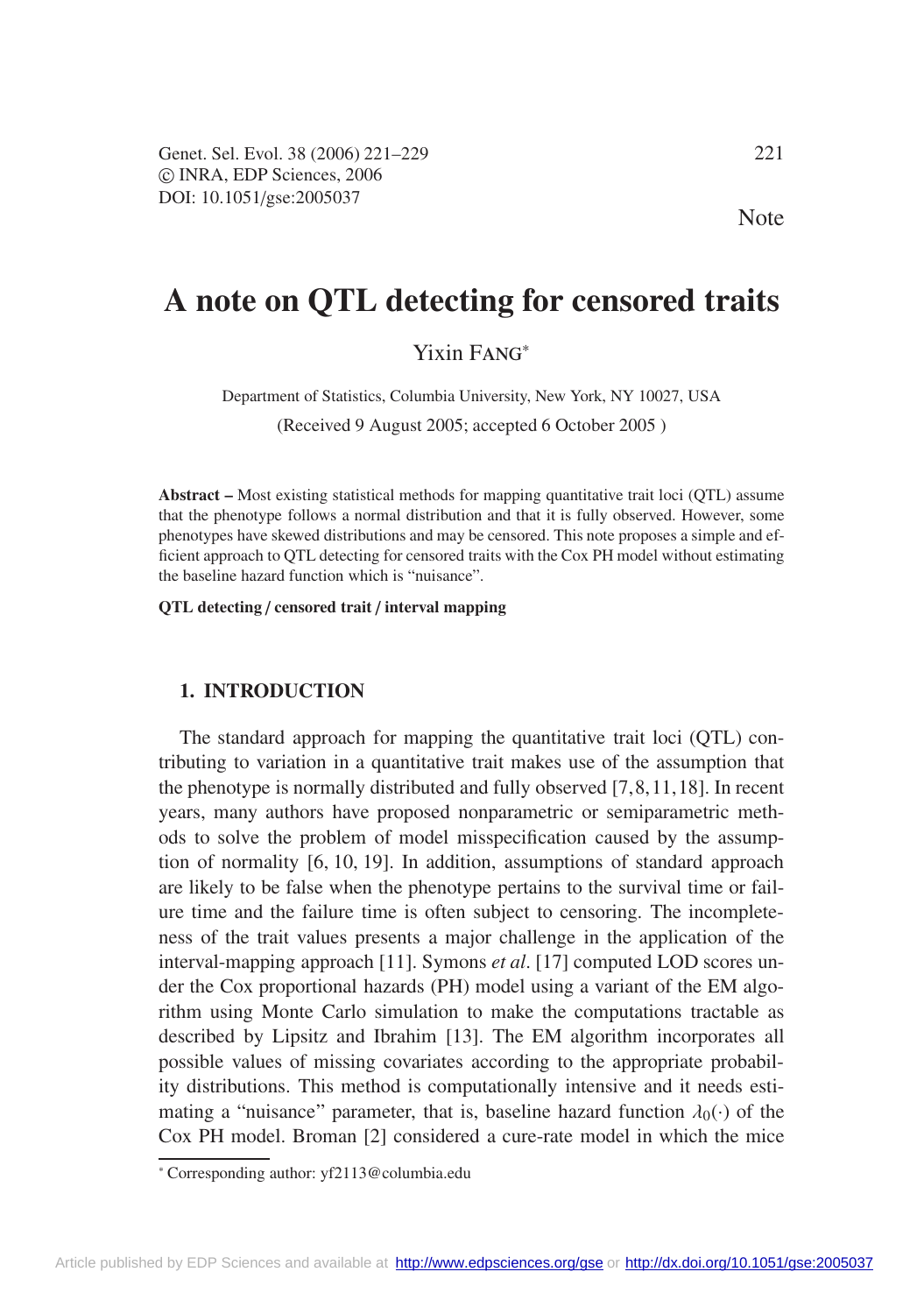Note

# A note on QTL detecting for censored traits

Yixin FANG*

Department of Statistics, Columbia University, New York, NY 10027, USA

(Received 9 August 2005; accepted 6 October 2005 )

**Abstract –** Most existing statistical methods for mapping quantitative trait loci (QTL) assume that the phenotype follows a normal distribution and that it is fully observed. However, some phenotypes have skewed distributions and may be censored. This note proposes a simple and efficient approach to QTL detecting for censored traits with the Cox PH model without estimating the baseline hazard function which is "nuisance".

**QTL detecting / censored trait / interval mapping**

## 1. INTRODUCTION

The standard approach for mapping the quantitative trait loci (QTL) contributing to variation in a quantitative trait makes use of the assumption that the phenotype is normally distributed and fully observed [7, 8, 11, 18]. In recent years, many authors have proposed nonparametric or semiparametric methods to solve the problem of model misspecification caused by the assumption of normality [6, 10, 19]. In addition, assumptions of standard approach are likely to be false when the phenotype pertains to the survival time or failure time and the failure time is often subject to censoring. The incompleteness of the trait values presents a major challenge in the application of the interval-mapping approach [11]. Symons *et al*. [17] computed LOD scores under the Cox proportional hazards (PH) model using a variant of the EM algorithm using Monte Carlo simulation to make the computations tractable as described by Lipsitz and Ibrahim [13]. The EM algorithm incorporates all possible values of missing covariates according to the appropriate probability distributions. This method is computationally intensive and it needs estimating a "nuisance" parameter, that is, baseline hazard function $\lambda_0(\cdot)$ of the Cox PH model. Broman [2] considered a cure-rate model in which the mice

* Corresponding author: yf2113@columbia.edu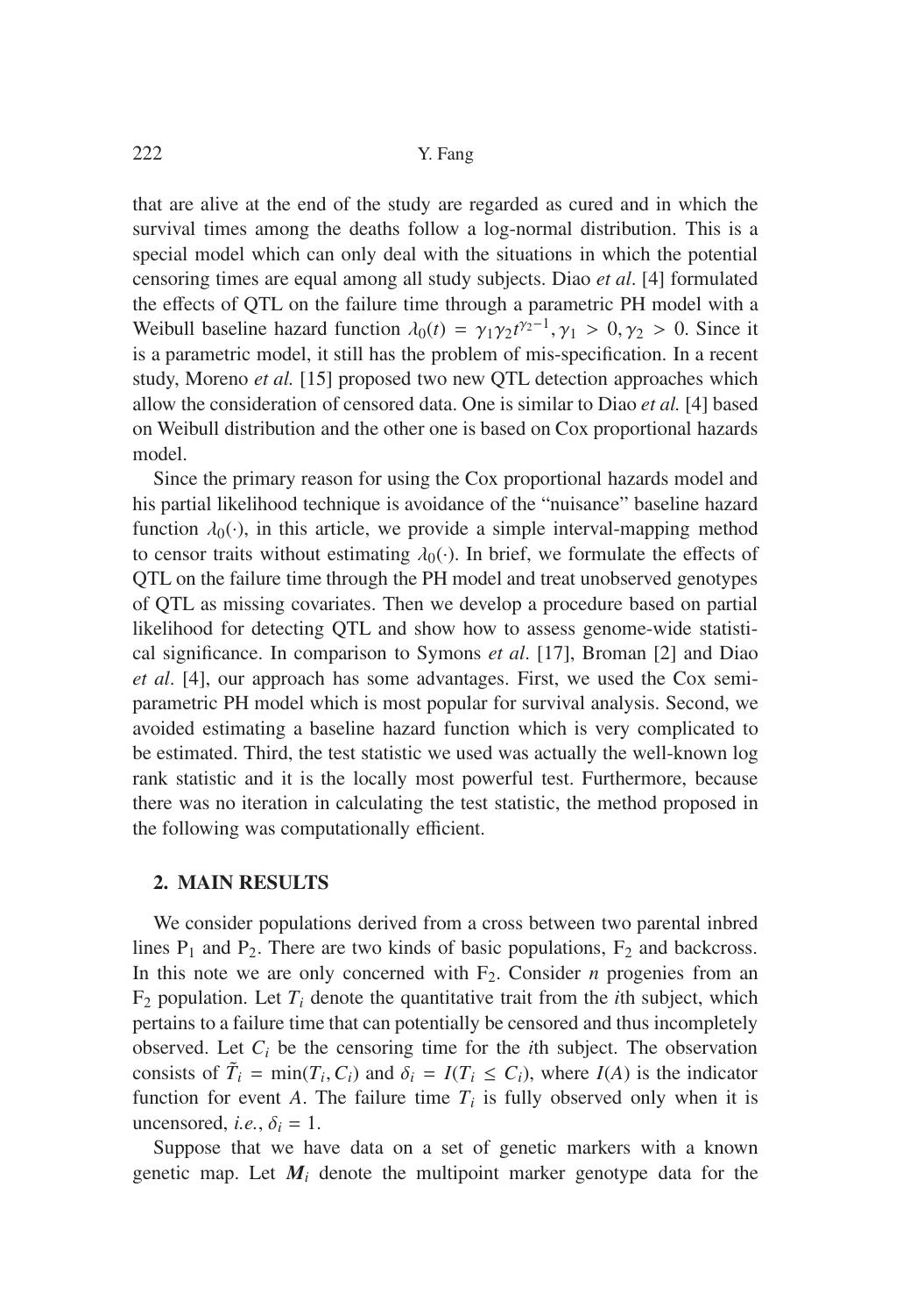that are alive at the end of the study are regarded as cured and in which the survival times among the deaths follow a log-normal distribution. This is a special model which can only deal with the situations in which the potential censoring times are equal among all study subjects. Diao *et al*. [4] formulated the effects of QTL on the failure time through a parametric PH model with a Weibull baseline hazard function $\lambda_0(t) = \gamma_1\gamma_2 t^{\gamma_2 - 1}, \gamma_1 > 0, \gamma_2 > 0$. Since it is a parametric model, it still has the problem of mis-specification. In a recent study, Moreno *et al.* [15] proposed two new QTL detection approaches which allow the consideration of censored data. One is similar to Diao *et al.* [4] based on Weibull distribution and the other one is based on Cox proportional hazards model.

Since the primary reason for using the Cox proportional hazards model and his partial likelihood technique is avoidance of the "nuisance" baseline hazard function $\lambda_0(\cdot)$, in this article, we provide a simple interval-mapping method to censor traits without estimating $\lambda_0(\cdot)$. In brief, we formulate the effects of QTL on the failure time through the PH model and treat unobserved genotypes of QTL as missing covariates. Then we develop a procedure based on partial likelihood for detecting QTL and show how to assess genome-wide statistical significance. In comparison to Symons *et al*. [17], Broman [2] and Diao *et al*. [4], our approach has some advantages. First, we used the Cox semi-parametric PH model which is most popular for survival analysis. Second, we avoided estimating a baseline hazard function which is very complicated to be estimated. Third, the test statistic we used was actually the well-known log rank statistic and it is the locally most powerful test. Furthermore, because there was no iteration in calculating the test statistic, the method proposed in the following was computationally efficient.

## 2. MAIN RESULTS

We consider populations derived from a cross between two parental inbred lines $P_1$ and $P_2$. There are two kinds of basic populations, $F_2$ and backcross. In this note we are only concerned with $F_2$. Consider $n$ progenies from an $F_2$ population. Let $T_i$ denote the quantitative trait from the $i$th subject, which pertains to a failure time that can potentially be censored and thus incompletely observed. Let $C_i$ be the censoring time for the $i$th subject. The observation consists of $\tilde{T}_i = \min(T_i, C_i)$ and $\delta_i = I(T_i \leq C_i)$, where $I(A)$ is the indicator function for event $A$. The failure time $T_i$ is fully observed only when it is uncensored, *i.e.*, $\delta_i = 1$.

Suppose that we have data on a set of genetic markers with a known genetic map. Let $\boldsymbol{M}_i$ denote the multipoint marker genotype data for the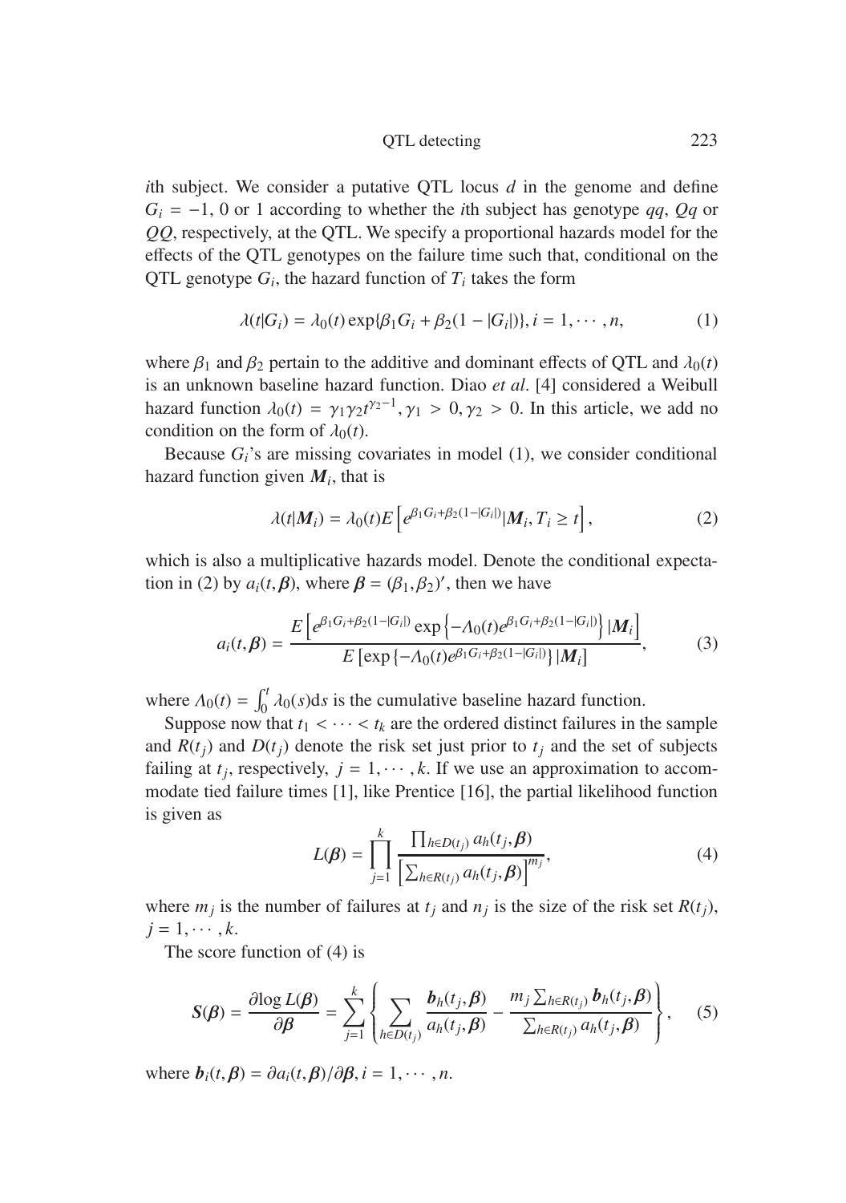$i$th subject. We consider a putative QTL locus $d$ in the genome and define $G_i = -1$, 0 or 1 according to whether the $i$th subject has genotype $qq$, $Qq$ or $QQ$, respectively, at the QTL. We specify a proportional hazards model for the effects of the QTL genotypes on the failure time such that, conditional on the QTL genotype $G_i$, the hazard function of $T_i$ takes the form

$$\lambda(t|G_i) = \lambda_0(t)\exp\{\beta_1 G_i + \beta_2(1 - |G_i|)\}, i = 1, \cdots, n, \tag{1}$$

where $\beta_1$ and $\beta_2$ pertain to the additive and dominant effects of QTL and $\lambda_0(t)$ is an unknown baseline hazard function. Diao *et al*. [4] considered a Weibull hazard function $\lambda_0(t) = \gamma_1\gamma_2 t^{\gamma_2 - 1}, \gamma_1 > 0, \gamma_2 > 0$. In this article, we add no condition on the form of $\lambda_0(t)$.

Because $G_i$'s are missing covariates in model (1), we consider conditional hazard function given $\boldsymbol{M}_i$, that is

$$\lambda(t|\boldsymbol{M}_i) = \lambda_0(t)E\left[e^{\beta_1 G_i + \beta_2(1-|G_i|)}|\boldsymbol{M}_i, T_i \geq t\right], \tag{2}$$

which is also a multiplicative hazards model. Denote the conditional expectation in (2) by $a_i(t, \boldsymbol{\beta})$, where $\boldsymbol{\beta} = (\beta_1, \beta_2)'$, then we have

$$a_i(t, \boldsymbol{\beta}) = \frac{E\left[e^{\beta_1 G_i + \beta_2(1-|G_i|)}\exp\left\{-\Lambda_0(t)e^{\beta_1 G_i + \beta_2(1-|G_i|)}\right\}|\boldsymbol{M}_i\right]}{E\left[\exp\left\{-\Lambda_0(t)e^{\beta_1 G_i + \beta_2(1-|G_i|)}\right\}|\boldsymbol{M}_i\right]}, \tag{3}$$

where $\Lambda_0(t) = \int_0^t \lambda_0(s)\mathrm{d}s$ is the cumulative baseline hazard function.

Suppose now that $t_1 < \cdots < t_k$ are the ordered distinct failures in the sample and $R(t_j)$ and $D(t_j)$ denote the risk set just prior to $t_j$ and the set of subjects failing at $t_j$, respectively, $j = 1, \cdots, k$. If we use an approximation to accommodate tied failure times [1], like Prentice [16], the partial likelihood function is given as

$$L(\boldsymbol{\beta}) = \prod_{j=1}^{k} \frac{\prod_{h \in D(t_j)} a_h(t_j, \boldsymbol{\beta})}{\left[\sum_{h \in R(t_j)} a_h(t_j, \boldsymbol{\beta})\right]^{m_j}}, \tag{4}$$

where $m_j$ is the number of failures at $t_j$ and $n_j$ is the size of the risk set $R(t_j)$, $j = 1, \cdots, k$.

The score function of (4) is

$$\boldsymbol{S}(\boldsymbol{\beta}) = \frac{\partial \log L(\boldsymbol{\beta})}{\partial \boldsymbol{\beta}} = \sum_{j=1}^{k}\left\{\sum_{h \in D(t_j)} \frac{\boldsymbol{b}_h(t_j, \boldsymbol{\beta})}{a_h(t_j, \boldsymbol{\beta})} - \frac{m_j \sum_{h \in R(t_j)} \boldsymbol{b}_h(t_j, \boldsymbol{\beta})}{\sum_{h \in R(t_j)} a_h(t_j, \boldsymbol{\beta})}\right\}, \tag{5}$$

where $\boldsymbol{b}_i(t, \boldsymbol{\beta}) = \partial a_i(t, \boldsymbol{\beta})/\partial \boldsymbol{\beta}, i = 1, \cdots, n$.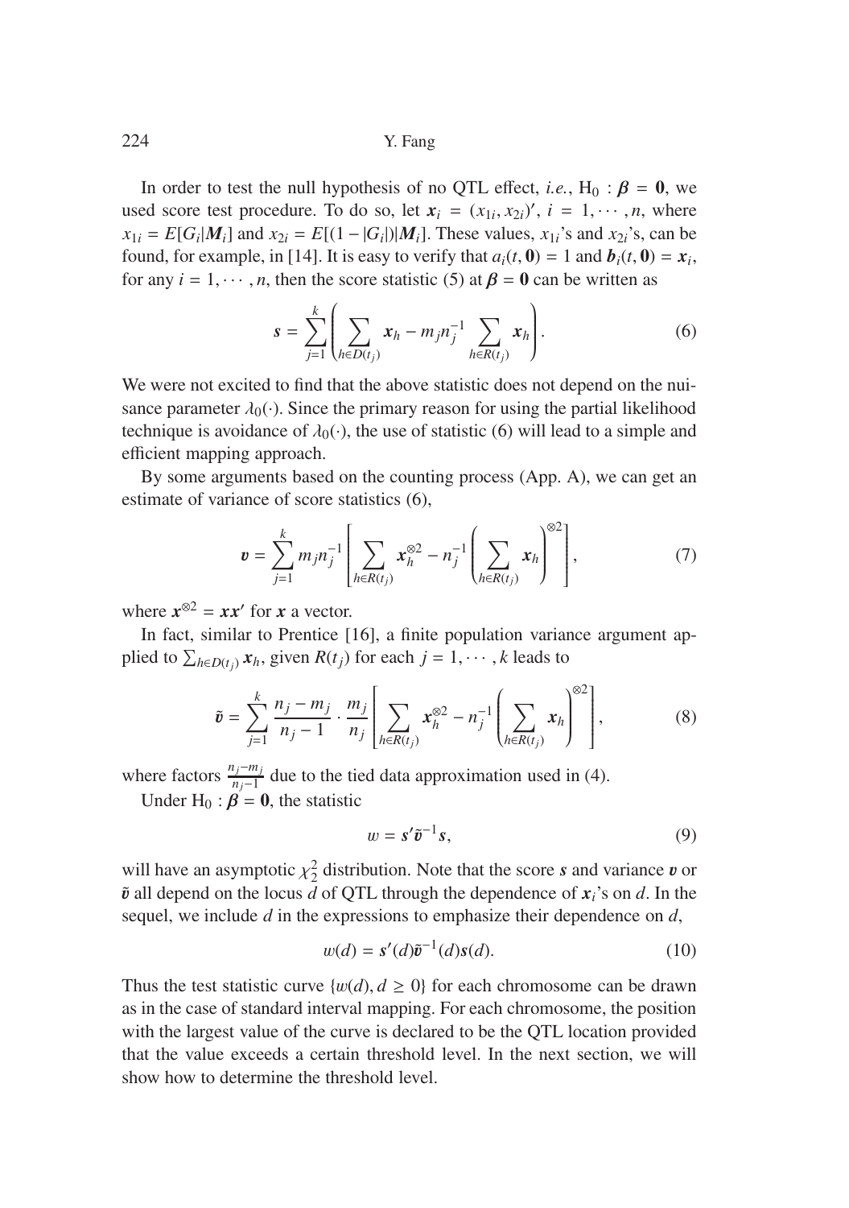In order to test the null hypothesis of no QTL effect, *i.e.*, $\mathrm{H}_0 : \boldsymbol{\beta} = \mathbf{0}$, we used score test procedure. To do so, let $\boldsymbol{x}_i = (x_{1i}, x_{2i})'$, $i = 1, \cdots, n$, where $x_{1i} = E[G_i|\boldsymbol{M}_i]$ and $x_{2i} = E[(1 - |G_i|)|\boldsymbol{M}_i]$. These values, $x_{1i}$'s and $x_{2i}$'s, can be found, for example, in [14]. It is easy to verify that $a_i(t, \mathbf{0}) = 1$ and $\boldsymbol{b}_i(t, \mathbf{0}) = \boldsymbol{x}_i$, for any $i = 1, \cdots, n$, then the score statistic (5) at $\boldsymbol{\beta} = \mathbf{0}$ can be written as

$$\boldsymbol{s} = \sum_{j=1}^{k} \left( \sum_{h \in D(t_j)} \boldsymbol{x}_h - m_j n_j^{-1} \sum_{h \in R(t_j)} \boldsymbol{x}_h \right). \tag{6}$$

We were not excited to find that the above statistic does not depend on the nuisance parameter $\lambda_0(\cdot)$. Since the primary reason for using the partial likelihood technique is avoidance of $\lambda_0(\cdot)$, the use of statistic (6) will lead to a simple and efficient mapping approach.

By some arguments based on the counting process (App. A), we can get an estimate of variance of score statistics (6),

$$\boldsymbol{v} = \sum_{j=1}^{k} m_j n_j^{-1} \left[ \sum_{h \in R(t_j)} \boldsymbol{x}_h^{\otimes 2} - n_j^{-1} \left( \sum_{h \in R(t_j)} \boldsymbol{x}_h \right)^{\otimes 2} \right], \tag{7}$$

where $\boldsymbol{x}^{\otimes 2} = \boldsymbol{x}\boldsymbol{x}'$ for $\boldsymbol{x}$ a vector.

In fact, similar to Prentice [16], a finite population variance argument applied to $\sum_{h \in D(t_j)} \boldsymbol{x}_h$, given $R(t_j)$ for each $j = 1, \cdots, k$ leads to

$$\tilde{\boldsymbol{v}} = \sum_{j=1}^{k} \frac{n_j - m_j}{n_j - 1} \cdot \frac{m_j}{n_j} \left[ \sum_{h \in R(t_j)} \boldsymbol{x}_h^{\otimes 2} - n_j^{-1} \left( \sum_{h \in R(t_j)} \boldsymbol{x}_h \right)^{\otimes 2} \right], \tag{8}$$

where factors $\frac{n_j - m_j}{n_j - 1}$ due to the tied data approximation used in (4).

Under $\mathrm{H}_0 : \boldsymbol{\beta} = \mathbf{0}$, the statistic

$$w = \boldsymbol{s}' \tilde{\boldsymbol{v}}^{-1} \boldsymbol{s}, \tag{9}$$

will have an asymptotic $\chi_2^2$ distribution. Note that the score $\boldsymbol{s}$ and variance $\boldsymbol{v}$ or $\tilde{\boldsymbol{v}}$ all depend on the locus $d$ of QTL through the dependence of $\boldsymbol{x}_i$'s on $d$. In the sequel, we include $d$ in the expressions to emphasize their dependence on $d$,

$$w(d) = \boldsymbol{s}'(d) \tilde{\boldsymbol{v}}^{-1}(d) \boldsymbol{s}(d). \tag{10}$$

Thus the test statistic curve $\{w(d), d \geq 0\}$ for each chromosome can be drawn as in the case of standard interval mapping. For each chromosome, the position with the largest value of the curve is declared to be the QTL location provided that the value exceeds a certain threshold level. In the next section, we will show how to determine the threshold level.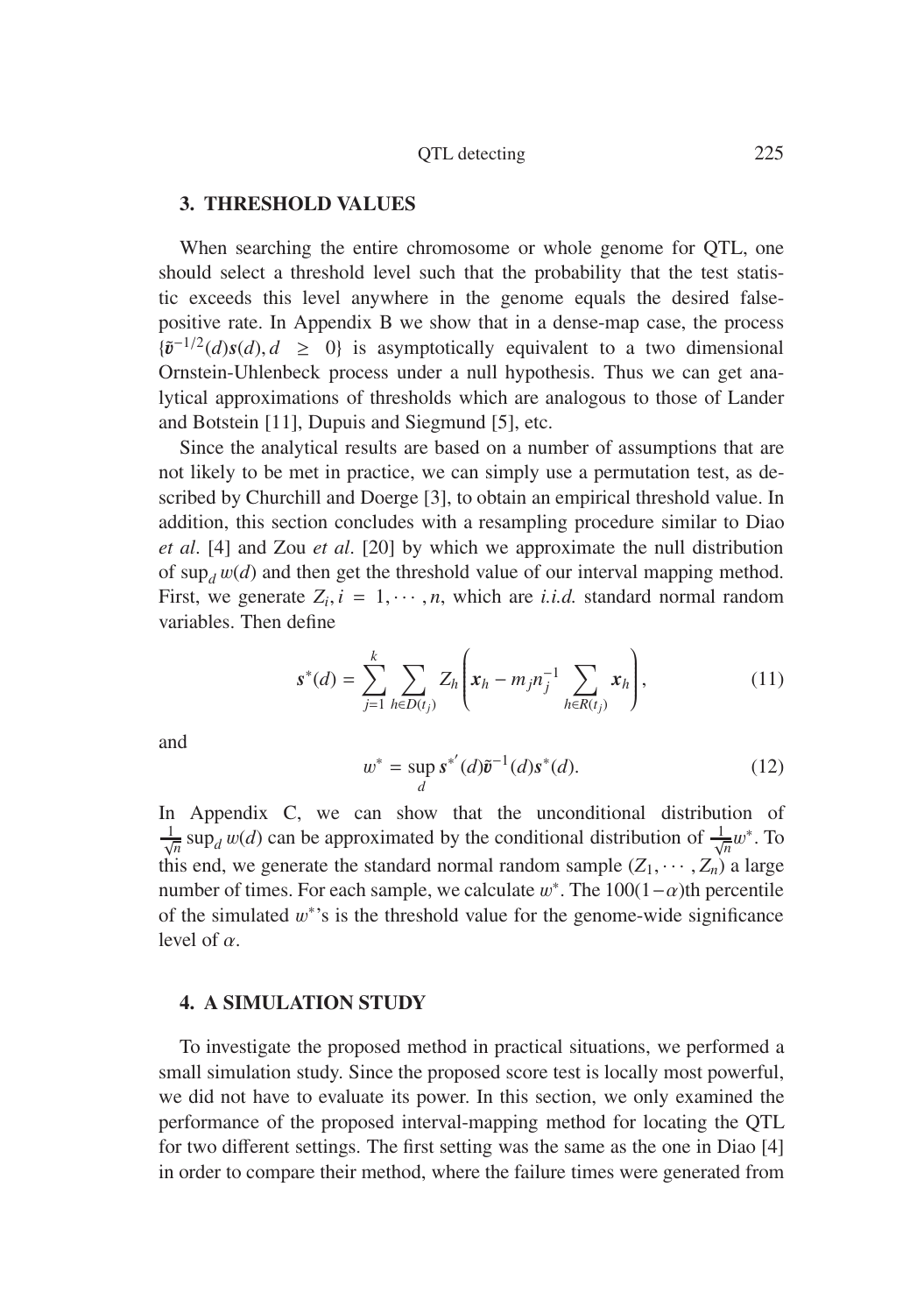## 3. THRESHOLD VALUES

When searching the entire chromosome or whole genome for QTL, one should select a threshold level such that the probability that the test statistic exceeds this level anywhere in the genome equals the desired false-positive rate. In Appendix B we show that in a dense-map case, the process $\{\tilde{\boldsymbol{v}}^{-1/2}(d)\boldsymbol{s}(d), d \geq 0\}$ is asymptotically equivalent to a two dimensional Ornstein-Uhlenbeck process under a null hypothesis. Thus we can get analytical approximations of thresholds which are analogous to those of Lander and Botstein [11], Dupuis and Siegmund [5], etc.

Since the analytical results are based on a number of assumptions that are not likely to be met in practice, we can simply use a permutation test, as described by Churchill and Doerge [3], to obtain an empirical threshold value. In addition, this section concludes with a resampling procedure similar to Diao *et al*. [4] and Zou *et al*. [20] by which we approximate the null distribution of $\sup_d w(d)$ and then get the threshold value of our interval mapping method. First, we generate $Z_i, i = 1, \cdots, n$, which are *i.i.d.* standard normal random variables. Then define

$$\boldsymbol{s}^*(d) = \sum_{j=1}^{k} \sum_{h \in D(t_j)} Z_h \left( \boldsymbol{x}_h - m_j n_j^{-1} \sum_{h \in R(t_j)} \boldsymbol{x}_h \right), \tag{11}$$

and

$$w^* = \sup_d \boldsymbol{s}^{*'}(d) \tilde{\boldsymbol{v}}^{-1}(d) \boldsymbol{s}^*(d). \tag{12}$$

In Appendix C, we can show that the unconditional distribution of $\frac{1}{\sqrt{n}} \sup_d w(d)$ can be approximated by the conditional distribution of $\frac{1}{\sqrt{n}} w^*$. To this end, we generate the standard normal random sample $(Z_1, \cdots, Z_n)$ a large number of times. For each sample, we calculate $w^*$. The $100(1-\alpha)$th percentile of the simulated $w^*$'s is the threshold value for the genome-wide significance level of $\alpha$.

## 4. A SIMULATION STUDY

To investigate the proposed method in practical situations, we performed a small simulation study. Since the proposed score test is locally most powerful, we did not have to evaluate its power. In this section, we only examined the performance of the proposed interval-mapping method for locating the QTL for two different settings. The first setting was the same as the one in Diao [4] in order to compare their method, where the failure times were generated from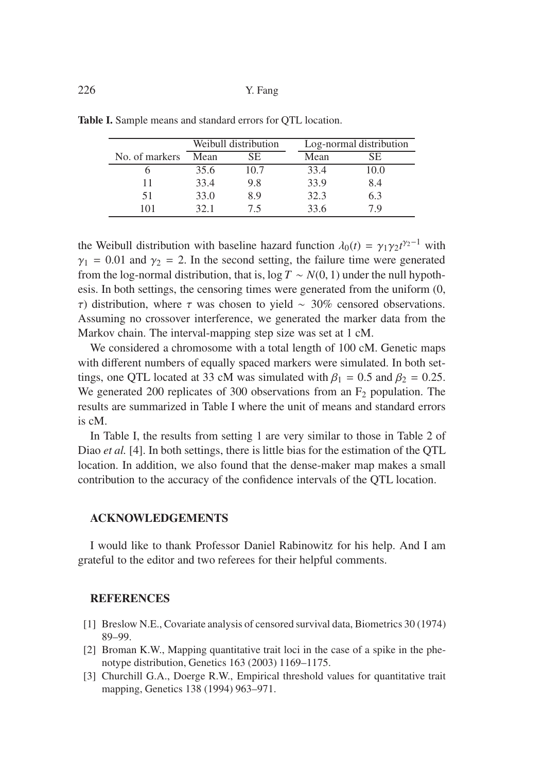**Table I.** Sample means and standard errors for QTL location.

| | Weibull distribution | | Log-normal distribution | |
|---|---|---|---|---|
| No. of markers | Mean | SE | Mean | SE |
| 6 | 35.6 | 10.7 | 33.4 | 10.0 |
| 11 | 33.4 | 9.8 | 33.9 | 8.4 |
| 51 | 33.0 | 8.9 | 32.3 | 6.3 |
| 101 | 32.1 | 7.5 | 33.6 | 7.9 |

the Weibull distribution with baseline hazard function $\lambda_0(t) = \gamma_1\gamma_2 t^{\gamma_2 - 1}$ with $\gamma_1 = 0.01$ and $\gamma_2 = 2$. In the second setting, the failure time were generated from the log-normal distribution, that is, $\log T \sim N(0, 1)$ under the null hypothesis. In both settings, the censoring times were generated from the uniform (0, $\tau$) distribution, where $\tau$ was chosen to yield $\sim$ 30% censored observations. Assuming no crossover interference, we generated the marker data from the Markov chain. The interval-mapping step size was set at 1 cM.

We considered a chromosome with a total length of 100 cM. Genetic maps with different numbers of equally spaced markers were simulated. In both settings, one QTL located at 33 cM was simulated with $\beta_1 = 0.5$ and $\beta_2 = 0.25$. We generated 200 replicates of 300 observations from an $F_2$ population. The results are summarized in Table I where the unit of means and standard errors is cM.

In Table I, the results from setting 1 are very similar to those in Table 2 of Diao *et al.* [4]. In both settings, there is little bias for the estimation of the QTL location. In addition, we also found that the dense-maker map makes a small contribution to the accuracy of the confidence intervals of the QTL location.

## ACKNOWLEDGEMENTS

I would like to thank Professor Daniel Rabinowitz for his help. And I am grateful to the editor and two referees for their helpful comments.

## REFERENCES

[1] Breslow N.E., Covariate analysis of censored survival data, Biometrics 30 (1974) 89–99.

[2] Broman K.W., Mapping quantitative trait loci in the case of a spike in the phenotype distribution, Genetics 163 (2003) 1169–1175.

[3] Churchill G.A., Doerge R.W., Empirical threshold values for quantitative trait mapping, Genetics 138 (1994) 963–971.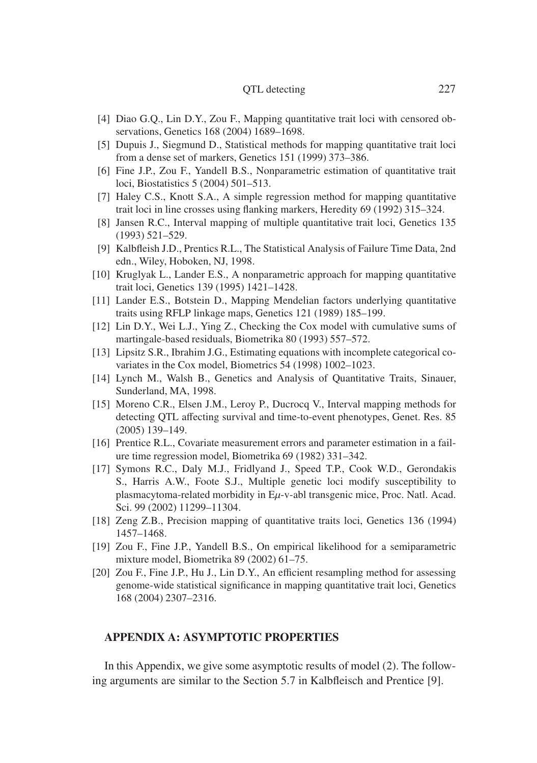[4] Diao G.Q., Lin D.Y., Zou F., Mapping quantitative trait loci with censored observations, Genetics 168 (2004) 1689–1698.

[5] Dupuis J., Siegmund D., Statistical methods for mapping quantitative trait loci from a dense set of markers, Genetics 151 (1999) 373–386.

[6] Fine J.P., Zou F., Yandell B.S., Nonparametric estimation of quantitative trait loci, Biostatistics 5 (2004) 501–513.

[7] Haley C.S., Knott S.A., A simple regression method for mapping quantitative trait loci in line crosses using flanking markers, Heredity 69 (1992) 315–324.

[8] Jansen R.C., Interval mapping of multiple quantitative trait loci, Genetics 135 (1993) 521–529.

[9] Kalbfleish J.D., Prentics R.L., The Statistical Analysis of Failure Time Data, 2nd edn., Wiley, Hoboken, NJ, 1998.

[10] Kruglyak L., Lander E.S., A nonparametric approach for mapping quantitative trait loci, Genetics 139 (1995) 1421–1428.

[11] Lander E.S., Botstein D., Mapping Mendelian factors underlying quantitative traits using RFLP linkage maps, Genetics 121 (1989) 185–199.

[12] Lin D.Y., Wei L.J., Ying Z., Checking the Cox model with cumulative sums of martingale-based residuals, Biometrika 80 (1993) 557–572.

[13] Lipsitz S.R., Ibrahim J.G., Estimating equations with incomplete categorical covariates in the Cox model, Biometrics 54 (1998) 1002–1023.

[14] Lynch M., Walsh B., Genetics and Analysis of Quantitative Traits, Sinauer, Sunderland, MA, 1998.

[15] Moreno C.R., Elsen J.M., Leroy P., Ducrocq V., Interval mapping methods for detecting QTL affecting survival and time-to-event phenotypes, Genet. Res. 85 (2005) 139–149.

[16] Prentice R.L., Covariate measurement errors and parameter estimation in a failure time regression model, Biometrika 69 (1982) 331–342.

[17] Symons R.C., Daly M.J., Fridlyand J., Speed T.P., Cook W.D., Gerondakis S., Harris A.W., Foote S.J., Multiple genetic loci modify susceptibility to plasmacytoma-related morbidity in E$\mu$-v-abl transgenic mice, Proc. Natl. Acad. Sci. 99 (2002) 11299–11304.

[18] Zeng Z.B., Precision mapping of quantitative traits loci, Genetics 136 (1994) 1457–1468.

[19] Zou F., Fine J.P., Yandell B.S., On empirical likelihood for a semiparametric mixture model, Biometrika 89 (2002) 61–75.

[20] Zou F., Fine J.P., Hu J., Lin D.Y., An efficient resampling method for assessing genome-wide statistical significance in mapping quantitative trait loci, Genetics 168 (2004) 2307–2316.

## APPENDIX A: ASYMPTOTIC PROPERTIES

In this Appendix, we give some asymptotic results of model (2). The following arguments are similar to the Section 5.7 in Kalbfleisch and Prentice [9].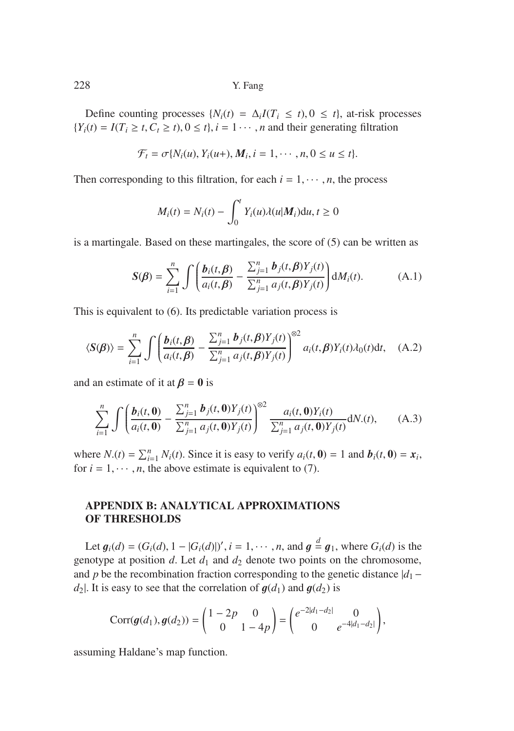Define counting processes $\{N_i(t) = \Delta_i I(T_i \le t), 0 \le t\}$, at-risk processes $\{Y_i(t) = I(T_i \ge t, C_t \ge t), 0 \le t\}, i = 1 \cdots, n$ and their generating filtration

$$\mathcal{F}_t = \sigma\{N_i(u), Y_i(u+), \boldsymbol{M}_i, i = 1, \cdots, n, 0 \le u \le t\}.$$

Then corresponding to this filtration, for each $i = 1, \cdots, n$, the process

$$M_i(t) = N_i(t) - \int_0^t Y_i(u)\lambda(u|\boldsymbol{M}_i)\mathrm{d}u, t \ge 0$$

is a martingale. Based on these martingales, the score of (5) can be written as

$$\boldsymbol{S}(\boldsymbol{\beta}) = \sum_{i=1}^{n} \int \left( \frac{\boldsymbol{b}_i(t, \boldsymbol{\beta})}{a_i(t, \boldsymbol{\beta})} - \frac{\sum_{j=1}^{n} \boldsymbol{b}_j(t, \boldsymbol{\beta}) Y_j(t)}{\sum_{j=1}^{n} a_j(t, \boldsymbol{\beta}) Y_j(t)} \right) \mathrm{d}M_i(t). \tag{A.1}$$

This is equivalent to (6). Its predictable variation process is

$$\langle \boldsymbol{S}(\boldsymbol{\beta}) \rangle = \sum_{i=1}^{n} \int \left( \frac{\boldsymbol{b}_i(t, \boldsymbol{\beta})}{a_i(t, \boldsymbol{\beta})} - \frac{\sum_{j=1}^{n} \boldsymbol{b}_j(t, \boldsymbol{\beta}) Y_j(t)}{\sum_{j=1}^{n} a_j(t, \boldsymbol{\beta}) Y_j(t)} \right)^{\otimes 2} a_i(t, \boldsymbol{\beta}) Y_i(t) \lambda_0(t) \mathrm{d}t, \tag{A.2}$$

and an estimate of it at $\boldsymbol{\beta} = \boldsymbol{0}$ is

$$\sum_{i=1}^{n} \int \left( \frac{\boldsymbol{b}_i(t, \boldsymbol{0})}{a_i(t, \boldsymbol{0})} - \frac{\sum_{j=1}^{n} \boldsymbol{b}_j(t, \boldsymbol{0}) Y_j(t)}{\sum_{j=1}^{n} a_j(t, \boldsymbol{0}) Y_j(t)} \right)^{\otimes 2} \frac{a_i(t, \boldsymbol{0}) Y_i(t)}{\sum_{j=1}^{n} a_j(t, \boldsymbol{0}) Y_j(t)} \mathrm{d}N.(t), \tag{A.3}$$

where $N.(t) = \sum_{i=1}^{n} N_i(t)$. Since it is easy to verify $a_i(t, \boldsymbol{0}) = 1$ and $\boldsymbol{b}_i(t, \boldsymbol{0}) = \boldsymbol{x}_i$, for $i = 1, \cdots, n$, the above estimate is equivalent to (7).

## APPENDIX B: ANALYTICAL APPROXIMATIONS OF THRESHOLDS

Let $\boldsymbol{g}_i(d) = (G_i(d), 1 - |G_i(d)|)', i = 1, \cdots, n$, and $\boldsymbol{g} \stackrel{d}{=} \boldsymbol{g}_1$, where $G_i(d)$ is the genotype at position $d$. Let $d_1$ and $d_2$ denote two points on the chromosome, and $p$ be the recombination fraction corresponding to the genetic distance $|d_1 - d_2|$. It is easy to see that the correlation of $\boldsymbol{g}(d_1)$ and $\boldsymbol{g}(d_2)$ is

$$\mathrm{Corr}(\boldsymbol{g}(d_1), \boldsymbol{g}(d_2)) = \begin{pmatrix} 1 - 2p & 0 \\ 0 & 1 - 4p \end{pmatrix} = \begin{pmatrix} e^{-2|d_1 - d_2|} & 0 \\ 0 & e^{-4|d_1 - d_2|} \end{pmatrix},$$

assuming Haldane's map function.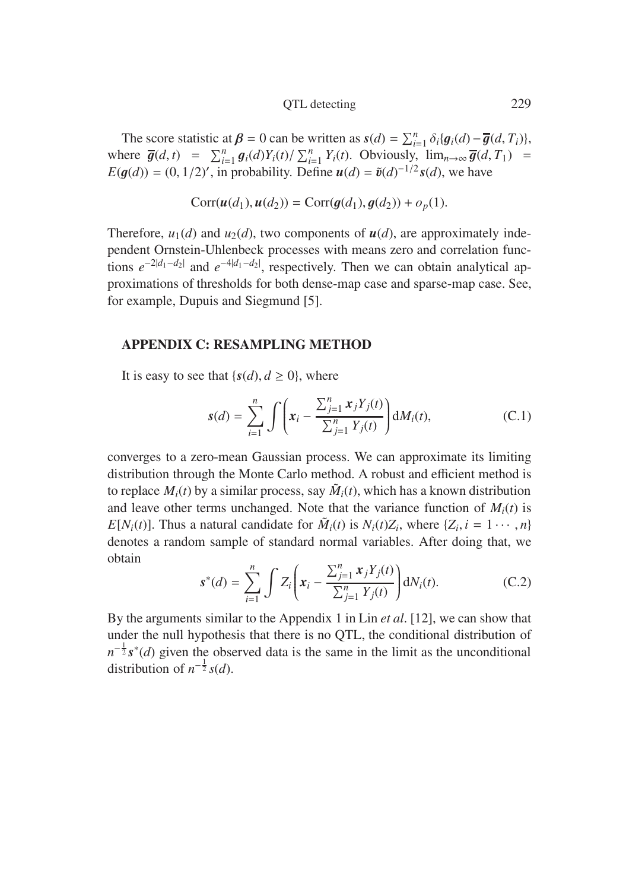The score statistic at $\boldsymbol{\beta} = 0$ can be written as $\boldsymbol{s}(d) = \sum_{i=1}^{n} \delta_i \{\boldsymbol{g}_i(d) - \overline{\boldsymbol{g}}(d, T_i)\}$, where $\overline{\boldsymbol{g}}(d,t) = \sum_{i=1}^{n} \boldsymbol{g}_i(d) Y_i(t) / \sum_{i=1}^{n} Y_i(t)$. Obviously, $\lim_{n\to\infty} \overline{\boldsymbol{g}}(d, T_1) = E(\boldsymbol{g}(d)) = (0, 1/2)'$, in probability. Define $\boldsymbol{u}(d) = \tilde{\boldsymbol{v}}(d)^{-1/2} \boldsymbol{s}(d)$, we have

$$\mathrm{Corr}(\boldsymbol{u}(d_1), \boldsymbol{u}(d_2)) = \mathrm{Corr}(\boldsymbol{g}(d_1), \boldsymbol{g}(d_2)) + o_p(1).$$

Therefore, $u_1(d)$ and $u_2(d)$, two components of $\boldsymbol{u}(d)$, are approximately independent Ornstein-Uhlenbeck processes with means zero and correlation functions $e^{-2|d_1-d_2|}$ and $e^{-4|d_1-d_2|}$, respectively. Then we can obtain analytical approximations of thresholds for both dense-map case and sparse-map case. See, for example, Dupuis and Siegmund [5].

## APPENDIX C: RESAMPLING METHOD

It is easy to see that $\{\boldsymbol{s}(d), d \geq 0\}$, where

$$\boldsymbol{s}(d) = \sum_{i=1}^{n} \int \left( \boldsymbol{x}_i - \frac{\sum_{j=1}^{n} \boldsymbol{x}_j Y_j(t)}{\sum_{j=1}^{n} Y_j(t)} \right) \mathrm{d}M_i(t), \tag{C.1}$$

converges to a zero-mean Gaussian process. We can approximate its limiting distribution through the Monte Carlo method. A robust and efficient method is to replace $M_i(t)$ by a similar process, say $\tilde{M}_i(t)$, which has a known distribution and leave other terms unchanged. Note that the variance function of $M_i(t)$ is $E[N_i(t)]$. Thus a natural candidate for $\tilde{M}_i(t)$ is $N_i(t)Z_i$, where $\{Z_i, i = 1 \cdots, n\}$ denotes a random sample of standard normal variables. After doing that, we obtain

$$\boldsymbol{s}^*(d) = \sum_{i=1}^{n} \int Z_i \left( \boldsymbol{x}_i - \frac{\sum_{j=1}^{n} \boldsymbol{x}_j Y_j(t)}{\sum_{j=1}^{n} Y_j(t)} \right) \mathrm{d}N_i(t). \tag{C.2}$$

By the arguments similar to the Appendix 1 in Lin *et al*. [12], we can show that under the null hypothesis that there is no QTL, the conditional distribution of $n^{-\frac{1}{2}} \boldsymbol{s}^*(d)$ given the observed data is the same in the limit as the unconditional distribution of $n^{-\frac{1}{2}} \boldsymbol{s}(d)$.